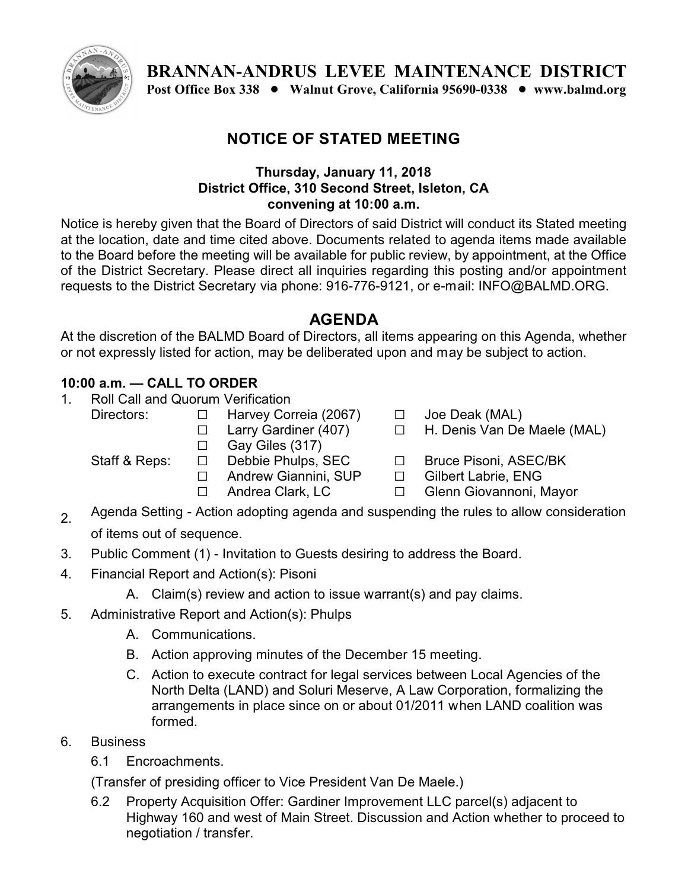# BRANNAN-ANDRUS LEVEE MAINTENANCE DISTRICT

**Post Office Box 338 ● Walnut Grove, California 95690-0338 ● www.balmd.org**

## NOTICE OF STATED MEETING

**Thursday, January 11, 2018**
**District Office, 310 Second Street, Isleton, CA**
**convening at 10:00 a.m.**

Notice is hereby given that the Board of Directors of said District will conduct its Stated meeting at the location, date and time cited above. Documents related to agenda items made available to the Board before the meeting will be available for public review, by appointment, at the Office of the District Secretary. Please direct all inquiries regarding this posting and/or appointment requests to the District Secretary via phone: 916-776-9121, or e-mail: INFO@BALMD.ORG.

## AGENDA

At the discretion of the BALMD Board of Directors, all items appearing on this Agenda, whether or not expressly listed for action, may be deliberated upon and may be subject to action.

**10:00 a.m. — CALL TO ORDER**

1. Roll Call and Quorum Verification

   Directors:
   - ☐ Harvey Correia (2067)
   - ☐ Joe Deak (MAL)
   - ☐ Larry Gardiner (407)
   - ☐ H. Denis Van De Maele (MAL)
   - ☐ Gay Giles (317)

   Staff & Reps:
   - ☐ Debbie Phulps, SEC
   - ☐ Bruce Pisoni, ASEC/BK
   - ☐ Andrew Giannini, SUP
   - ☐ Gilbert Labrie, ENG
   - ☐ Andrea Clark, LC
   - ☐ Glenn Giovannoni, Mayor

2. Agenda Setting - Action adopting agenda and suspending the rules to allow consideration of items out of sequence.
3. Public Comment (1) - Invitation to Guests desiring to address the Board.
4. Financial Report and Action(s): Pisoni
   - A. Claim(s) review and action to issue warrant(s) and pay claims.
5. Administrative Report and Action(s): Phulps
   - A. Communications.
   - B. Action approving minutes of the December 15 meeting.
   - C. Action to execute contract for legal services between Local Agencies of the North Delta (LAND) and Soluri Meserve, A Law Corporation, formalizing the arrangements in place since on or about 01/2011 when LAND coalition was formed.
6. Business
   - 6.1 Encroachments.

   (Transfer of presiding officer to Vice President Van De Maele.)

   - 6.2 Property Acquisition Offer: Gardiner Improvement LLC parcel(s) adjacent to Highway 160 and west of Main Street. Discussion and Action whether to proceed to negotiation / transfer.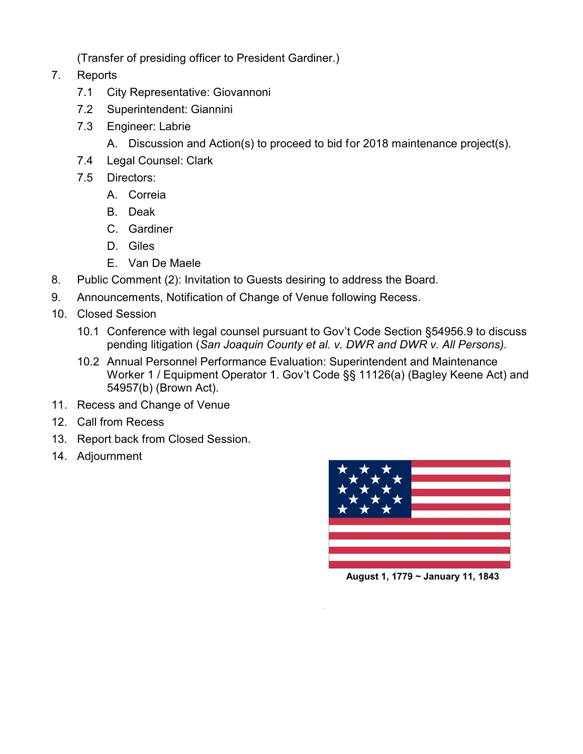(Transfer of presiding officer to President Gardiner.)

7. Reports
   - 7.1 City Representative: Giovannoni
   - 7.2 Superintendent: Giannini
   - 7.3 Engineer: Labrie
     - A. Discussion and Action(s) to proceed to bid for 2018 maintenance project(s).
   - 7.4 Legal Counsel: Clark
   - 7.5 Directors:
     - A. Correia
     - B. Deak
     - C. Gardiner
     - D. Giles
     - E. Van De Maele
8. Public Comment (2): Invitation to Guests desiring to address the Board.
9. Announcements, Notification of Change of Venue following Recess.
10. Closed Session
    - 10.1 Conference with legal counsel pursuant to Gov't Code Section §54956.9 to discuss pending litigation (*San Joaquin County et al. v. DWR and DWR v. All Persons).*
    - 10.2 Annual Personnel Performance Evaluation: Superintendent and Maintenance Worker 1 / Equipment Operator 1. Gov't Code §§ 11126(a) (Bagley Keene Act) and 54957(b) (Brown Act).
11. Recess and Change of Venue
12. Call from Recess
13. Report back from Closed Session.
14. Adjournment

**August 1, 1779 ~ January 11, 1843**